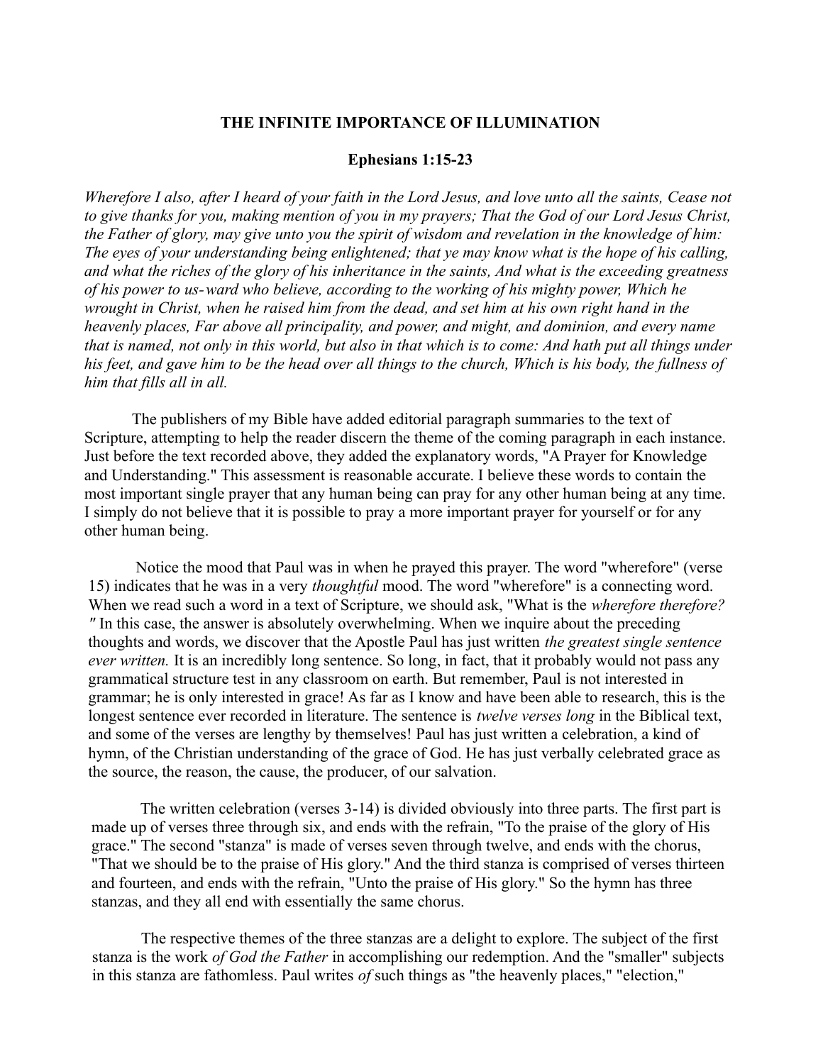**THE INFINITE IMPORTANCE OF ILLUMINATION**

**Ephesians 1:15-23**

*Wherefore I also, after I heard of your faith in the Lord Jesus, and love unto all the saints, Cease not to give thanks for you, making mention of you in my prayers; That the God of our Lord Jesus Christ, the Father of glory, may give unto you the spirit of wisdom and revelation in the knowledge of him: The eyes of your understanding being enlightened; that ye may know what is the hope of his calling, and what the riches of the glory of his inheritance in the saints, And what is the exceeding greatness of his power to us-ward who believe, according to the working of his mighty power, Which he wrought in Christ, when he raised him from the dead, and set him at his own right hand in the heavenly places, Far above all principality, and power, and might, and dominion, and every name that is named, not only in this world, but also in that which is to come: And hath put all things under his feet, and gave him to be the head over all things to the church, Which is his body, the fullness of him that fills all in all.*

The publishers of my Bible have added editorial paragraph summaries to the text of Scripture, attempting to help the reader discern the theme of the coming paragraph in each instance. Just before the text recorded above, they added the explanatory words, "A Prayer for Knowledge and Understanding." This assessment is reasonable accurate. I believe these words to contain the most important single prayer that any human being can pray for any other human being at any time. I simply do not believe that it is possible to pray a more important prayer for yourself or for any other human being.

Notice the mood that Paul was in when he prayed this prayer. The word "wherefore" (verse 15) indicates that he was in a very *thoughtful* mood. The word "wherefore" is a connecting word. When we read such a word in a text of Scripture, we should ask, "What is the *wherefore therefore?*" In this case, the answer is absolutely overwhelming. When we inquire about the preceding thoughts and words, we discover that the Apostle Paul has just written *the greatest single sentence ever written.* It is an incredibly long sentence. So long, in fact, that it probably would not pass any grammatical structure test in any classroom on earth. But remember, Paul is not interested in grammar; he is only interested in grace! As far as I know and have been able to research, this is the longest sentence ever recorded in literature. The sentence is *twelve verses long* in the Biblical text, and some of the verses are lengthy by themselves! Paul has just written a celebration, a kind of hymn, of the Christian understanding of the grace of God. He has just verbally celebrated grace as the source, the reason, the cause, the producer, of our salvation.

The written celebration (verses 3-14) is divided obviously into three parts. The first part is made up of verses three through six, and ends with the refrain, "To the praise of the glory of His grace." The second "stanza" is made of verses seven through twelve, and ends with the chorus, "That we should be to the praise of His glory." And the third stanza is comprised of verses thirteen and fourteen, and ends with the refrain, "Unto the praise of His glory." So the hymn has three stanzas, and they all end with essentially the same chorus.

The respective themes of the three stanzas are a delight to explore. The subject of the first stanza is the work *of God the Father* in accomplishing our redemption. And the "smaller" subjects in this stanza are fathomless. Paul writes *of* such things as "the heavenly places," "election,"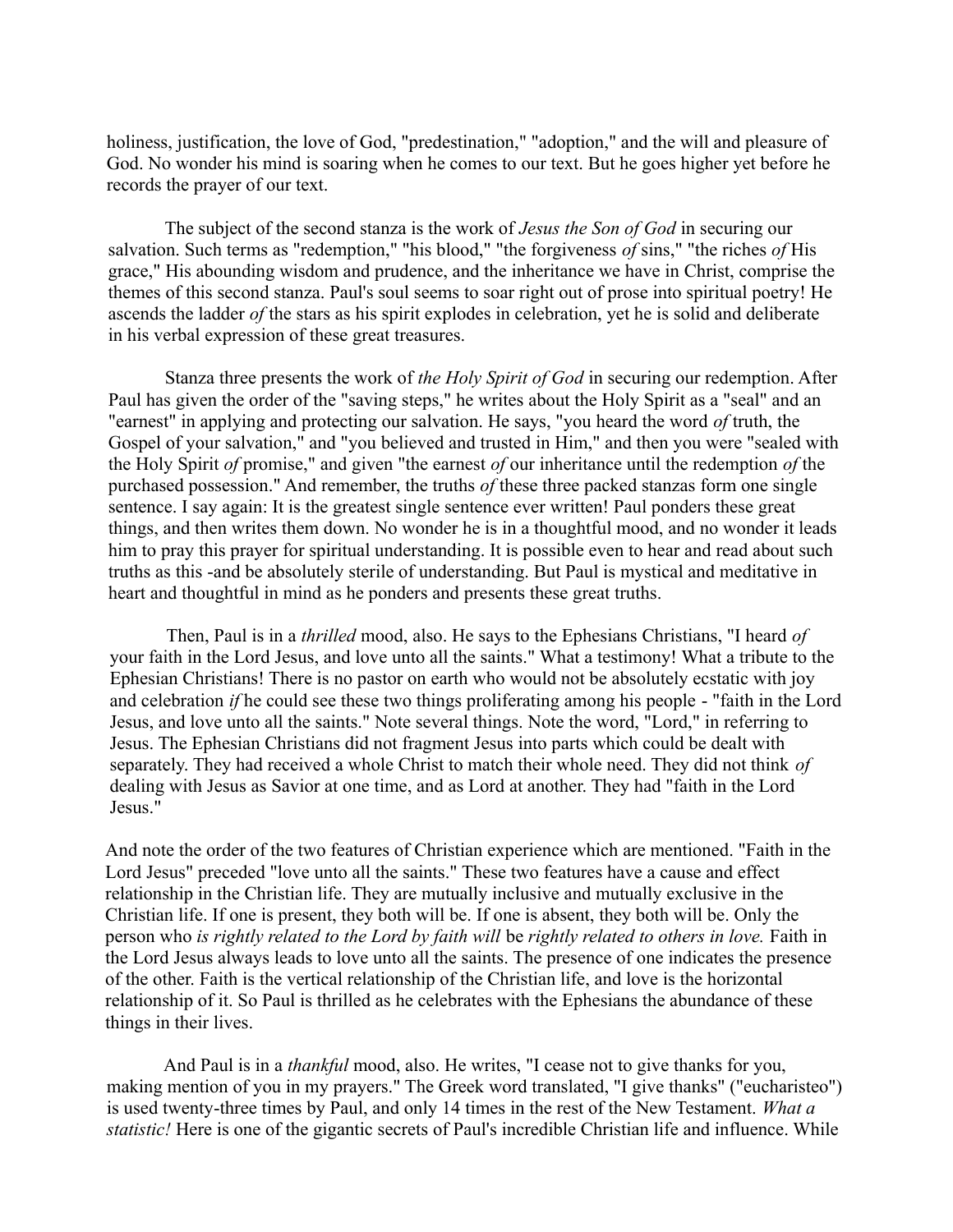holiness, justification, the love of God, "predestination," "adoption," and the will and pleasure of God. No wonder his mind is soaring when he comes to our text. But he goes higher yet before he records the prayer of our text.

The subject of the second stanza is the work of *Jesus the Son of God* in securing our salvation. Such terms as "redemption," "his blood," "the forgiveness *of* sins," "the riches *of* His grace," His abounding wisdom and prudence, and the inheritance we have in Christ, comprise the themes of this second stanza. Paul's soul seems to soar right out of prose into spiritual poetry! He ascends the ladder *of* the stars as his spirit explodes in celebration, yet he is solid and deliberate in his verbal expression of these great treasures.

Stanza three presents the work of *the Holy Spirit of God* in securing our redemption. After Paul has given the order of the "saving steps," he writes about the Holy Spirit as a "seal" and an "earnest" in applying and protecting our salvation. He says, "you heard the word *of* truth, the Gospel of your salvation," and "you believed and trusted in Him," and then you were "sealed with the Holy Spirit *of* promise," and given "the earnest *of* our inheritance until the redemption *of* the purchased possession." And remember, the truths *of* these three packed stanzas form one single sentence. I say again: It is the greatest single sentence ever written! Paul ponders these great things, and then writes them down. No wonder he is in a thoughtful mood, and no wonder it leads him to pray this prayer for spiritual understanding. It is possible even to hear and read about such truths as this -and be absolutely sterile of understanding. But Paul is mystical and meditative in heart and thoughtful in mind as he ponders and presents these great truths.

Then, Paul is in a *thrilled* mood, also. He says to the Ephesians Christians, "I heard *of* your faith in the Lord Jesus, and love unto all the saints." What a testimony! What a tribute to the Ephesian Christians! There is no pastor on earth who would not be absolutely ecstatic with joy and celebration *if* he could see these two things proliferating among his people - "faith in the Lord Jesus, and love unto all the saints." Note several things. Note the word, "Lord," in referring to Jesus. The Ephesian Christians did not fragment Jesus into parts which could be dealt with separately. They had received a whole Christ to match their whole need. They did not think *of* dealing with Jesus as Savior at one time, and as Lord at another. They had "faith in the Lord Jesus."

And note the order of the two features of Christian experience which are mentioned. "Faith in the Lord Jesus" preceded "love unto all the saints." These two features have a cause and effect relationship in the Christian life. They are mutually inclusive and mutually exclusive in the Christian life. If one is present, they both will be. If one is absent, they both will be. Only the person who *is rightly related to the Lord by faith will* be *rightly related to others in love.* Faith in the Lord Jesus always leads to love unto all the saints. The presence of one indicates the presence of the other. Faith is the vertical relationship of the Christian life, and love is the horizontal relationship of it. So Paul is thrilled as he celebrates with the Ephesians the abundance of these things in their lives.

And Paul is in a *thankful* mood, also. He writes, "I cease not to give thanks for you, making mention of you in my prayers." The Greek word translated, "I give thanks" ("eucharisteo") is used twenty-three times by Paul, and only 14 times in the rest of the New Testament. *What a statistic!* Here is one of the gigantic secrets of Paul's incredible Christian life and influence. While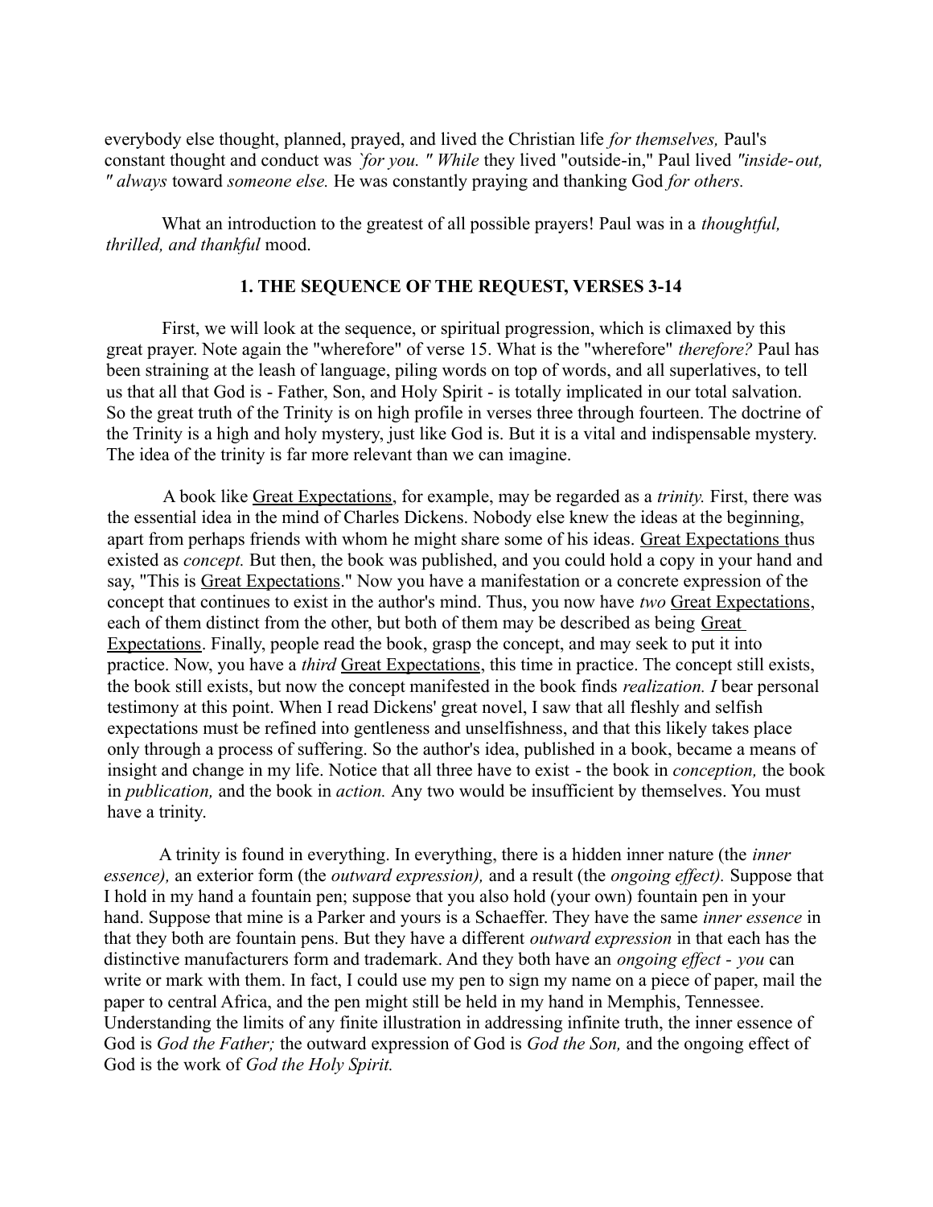everybody else thought, planned, prayed, and lived the Christian life *for themselves,* Paul's constant thought and conduct was *`for you. " While* they lived "outside-in," Paul lived *"inside-out, " always* toward *someone else.* He was constantly praying and thanking God *for others.*

What an introduction to the greatest of all possible prayers! Paul was in a *thoughtful, thrilled, and thankful* mood.

### 1. THE SEQUENCE OF THE REQUEST, VERSES 3-14

First, we will look at the sequence, or spiritual progression, which is climaxed by this great prayer. Note again the "wherefore" of verse 15. What is the "wherefore" *therefore?* Paul has been straining at the leash of language, piling words on top of words, and all superlatives, to tell us that all that God is - Father, Son, and Holy Spirit - is totally implicated in our total salvation. So the great truth of the Trinity is on high profile in verses three through fourteen. The doctrine of the Trinity is a high and holy mystery, just like God is. But it is a vital and indispensable mystery. The idea of the trinity is far more relevant than we can imagine.

A book like Great Expectations, for example, may be regarded as a *trinity.* First, there was the essential idea in the mind of Charles Dickens. Nobody else knew the ideas at the beginning, apart from perhaps friends with whom he might share some of his ideas. Great Expectations thus existed as *concept.* But then, the book was published, and you could hold a copy in your hand and say, "This is Great Expectations." Now you have a manifestation or a concrete expression of the concept that continues to exist in the author's mind. Thus, you now have *two* Great Expectations, each of them distinct from the other, but both of them may be described as being Great Expectations. Finally, people read the book, grasp the concept, and may seek to put it into practice. Now, you have a *third* Great Expectations, this time in practice. The concept still exists, the book still exists, but now the concept manifested in the book finds *realization. I* bear personal testimony at this point. When I read Dickens' great novel, I saw that all fleshly and selfish expectations must be refined into gentleness and unselfishness, and that this likely takes place only through a process of suffering. So the author's idea, published in a book, became a means of insight and change in my life. Notice that all three have to exist - the book in *conception,* the book in *publication,* and the book in *action.* Any two would be insufficient by themselves. You must have a trinity.

A trinity is found in everything. In everything, there is a hidden inner nature (the *inner essence),* an exterior form (the *outward expression),* and a result (the *ongoing effect).* Suppose that I hold in my hand a fountain pen; suppose that you also hold (your own) fountain pen in your hand. Suppose that mine is a Parker and yours is a Schaeffer. They have the same *inner essence* in that they both are fountain pens. But they have a different *outward expression* in that each has the distinctive manufacturers form and trademark. And they both have an *ongoing effect - you* can write or mark with them. In fact, I could use my pen to sign my name on a piece of paper, mail the paper to central Africa, and the pen might still be held in my hand in Memphis, Tennessee. Understanding the limits of any finite illustration in addressing infinite truth, the inner essence of God is *God the Father;* the outward expression of God is *God the Son,* and the ongoing effect of God is the work of *God the Holy Spirit.*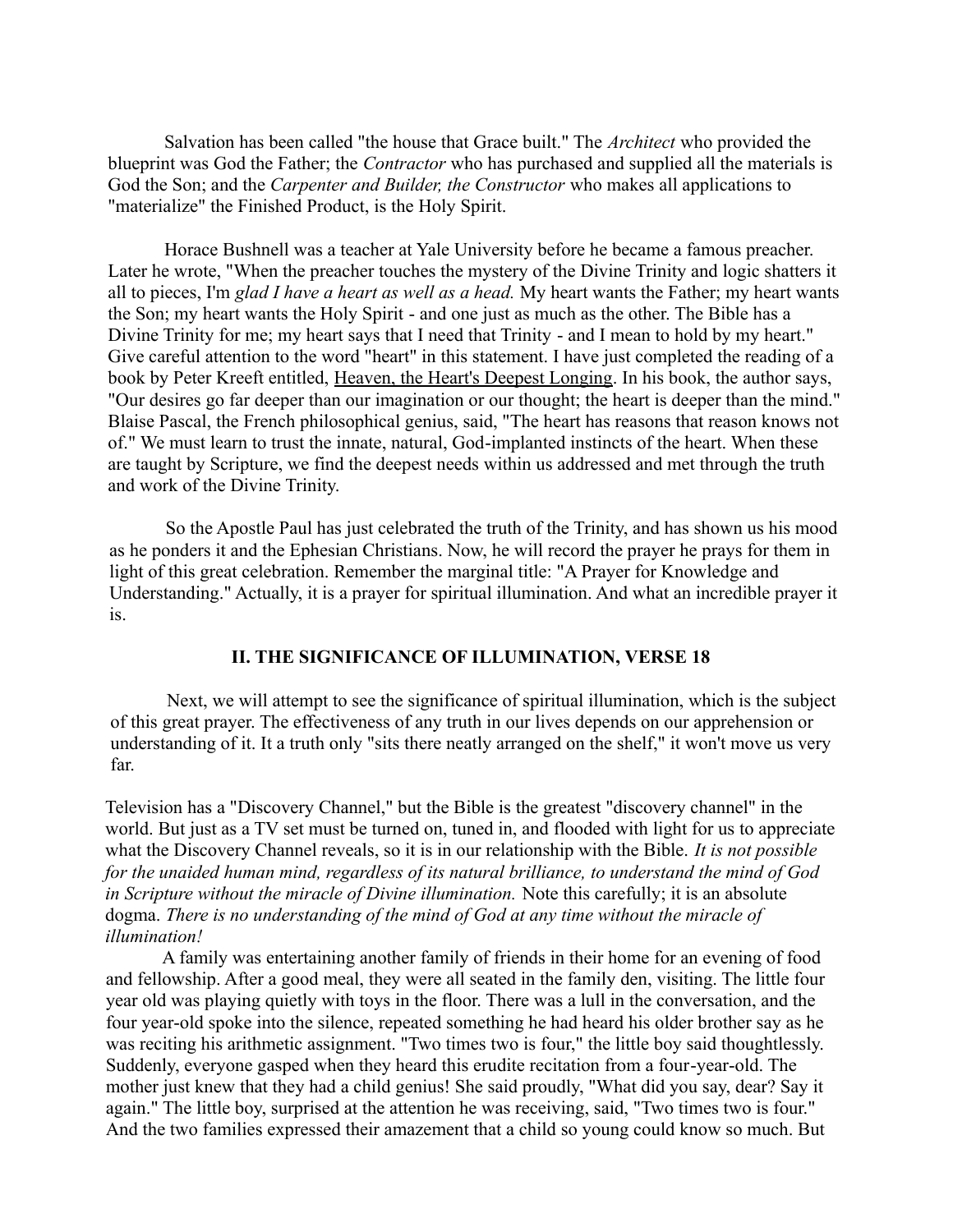Salvation has been called "the house that Grace built." The *Architect* who provided the blueprint was God the Father; the *Contractor* who has purchased and supplied all the materials is God the Son; and the *Carpenter and Builder, the Constructor* who makes all applications to "materialize" the Finished Product, is the Holy Spirit.

Horace Bushnell was a teacher at Yale University before he became a famous preacher. Later he wrote, "When the preacher touches the mystery of the Divine Trinity and logic shatters it all to pieces, I'm *glad I have a heart as well as a head.* My heart wants the Father; my heart wants the Son; my heart wants the Holy Spirit - and one just as much as the other. The Bible has a Divine Trinity for me; my heart says that I need that Trinity - and I mean to hold by my heart." Give careful attention to the word "heart" in this statement. I have just completed the reading of a book by Peter Kreeft entitled, <u>Heaven, the Heart's Deepest Longing</u>. In his book, the author says, "Our desires go far deeper than our imagination or our thought; the heart is deeper than the mind." Blaise Pascal, the French philosophical genius, said, "The heart has reasons that reason knows not of." We must learn to trust the innate, natural, God-implanted instincts of the heart. When these are taught by Scripture, we find the deepest needs within us addressed and met through the truth and work of the Divine Trinity.

So the Apostle Paul has just celebrated the truth of the Trinity, and has shown us his mood as he ponders it and the Ephesian Christians. Now, he will record the prayer he prays for them in light of this great celebration. Remember the marginal title: "A Prayer for Knowledge and Understanding." Actually, it is a prayer for spiritual illumination. And what an incredible prayer it is.

## II. THE SIGNIFICANCE OF ILLUMINATION, VERSE 18

Next, we will attempt to see the significance of spiritual illumination, which is the subject of this great prayer. The effectiveness of any truth in our lives depends on our apprehension or understanding of it. It a truth only "sits there neatly arranged on the shelf," it won't move us very far.

Television has a "Discovery Channel," but the Bible is the greatest "discovery channel" in the world. But just as a TV set must be turned on, tuned in, and flooded with light for us to appreciate what the Discovery Channel reveals, so it is in our relationship with the Bible. *It is not possible for the unaided human mind, regardless of its natural brilliance, to understand the mind of God in Scripture without the miracle of Divine illumination.* Note this carefully; it is an absolute dogma. *There is no understanding of the mind of God at any time without the miracle of illumination!*

A family was entertaining another family of friends in their home for an evening of food and fellowship. After a good meal, they were all seated in the family den, visiting. The little four year old was playing quietly with toys in the floor. There was a lull in the conversation, and the four year-old spoke into the silence, repeated something he had heard his older brother say as he was reciting his arithmetic assignment. "Two times two is four," the little boy said thoughtlessly. Suddenly, everyone gasped when they heard this erudite recitation from a four-year-old. The mother just knew that they had a child genius! She said proudly, "What did you say, dear? Say it again." The little boy, surprised at the attention he was receiving, said, "Two times two is four." And the two families expressed their amazement that a child so young could know so much. But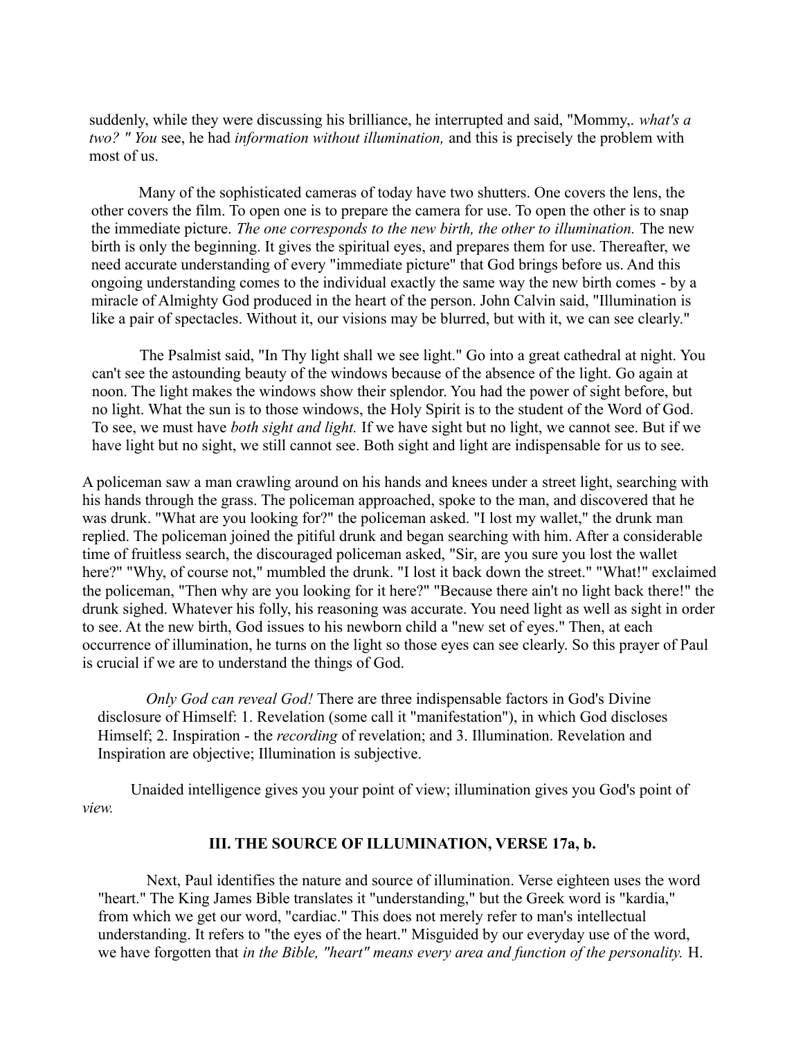suddenly, while they were discussing his brilliance, he interrupted and said, "Mommy,. *what's a two? " You* see, he had *information without illumination,* and this is precisely the problem with most of us.

Many of the sophisticated cameras of today have two shutters. One covers the lens, the other covers the film. To open one is to prepare the camera for use. To open the other is to snap the immediate picture. *The one corresponds to the new birth, the other to illumination.* The new birth is only the beginning. It gives the spiritual eyes, and prepares them for use. Thereafter, we need accurate understanding of every "immediate picture" that God brings before us. And this ongoing understanding comes to the individual exactly the same way the new birth comes - by a miracle of Almighty God produced in the heart of the person. John Calvin said, "Illumination is like a pair of spectacles. Without it, our visions may be blurred, but with it, we can see clearly."

The Psalmist said, "In Thy light shall we see light." Go into a great cathedral at night. You can't see the astounding beauty of the windows because of the absence of the light. Go again at noon. The light makes the windows show their splendor. You had the power of sight before, but no light. What the sun is to those windows, the Holy Spirit is to the student of the Word of God. To see, we must have *both sight and light.* If we have sight but no light, we cannot see. But if we have light but no sight, we still cannot see. Both sight and light are indispensable for us to see.

A policeman saw a man crawling around on his hands and knees under a street light, searching with his hands through the grass. The policeman approached, spoke to the man, and discovered that he was drunk. "What are you looking for?" the policeman asked. "I lost my wallet," the drunk man replied. The policeman joined the pitiful drunk and began searching with him. After a considerable time of fruitless search, the discouraged policeman asked, "Sir, are you sure you lost the wallet here?" "Why, of course not," mumbled the drunk. "I lost it back down the street." "What!" exclaimed the policeman, "Then why are you looking for it here?" "Because there ain't no light back there!" the drunk sighed. Whatever his folly, his reasoning was accurate. You need light as well as sight in order to see. At the new birth, God issues to his newborn child a "new set of eyes." Then, at each occurrence of illumination, he turns on the light so those eyes can see clearly. So this prayer of Paul is crucial if we are to understand the things of God.

*Only God can reveal God!* There are three indispensable factors in God's Divine disclosure of Himself: 1. Revelation (some call it "manifestation"), in which God discloses Himself; 2. Inspiration - the *recording* of revelation; and 3. Illumination. Revelation and Inspiration are objective; Illumination is subjective.

Unaided intelligence gives you your point of view; illumination gives you God's point of *view.*

### III. THE SOURCE OF ILLUMINATION, VERSE 17a, b.

Next, Paul identifies the nature and source of illumination. Verse eighteen uses the word "heart." The King James Bible translates it "understanding," but the Greek word is "kardia," from which we get our word, "cardiac." This does not merely refer to man's intellectual understanding. It refers to "the eyes of the heart." Misguided by our everyday use of the word, we have forgotten that *in the Bible, "heart" means every area and function of the personality.* H.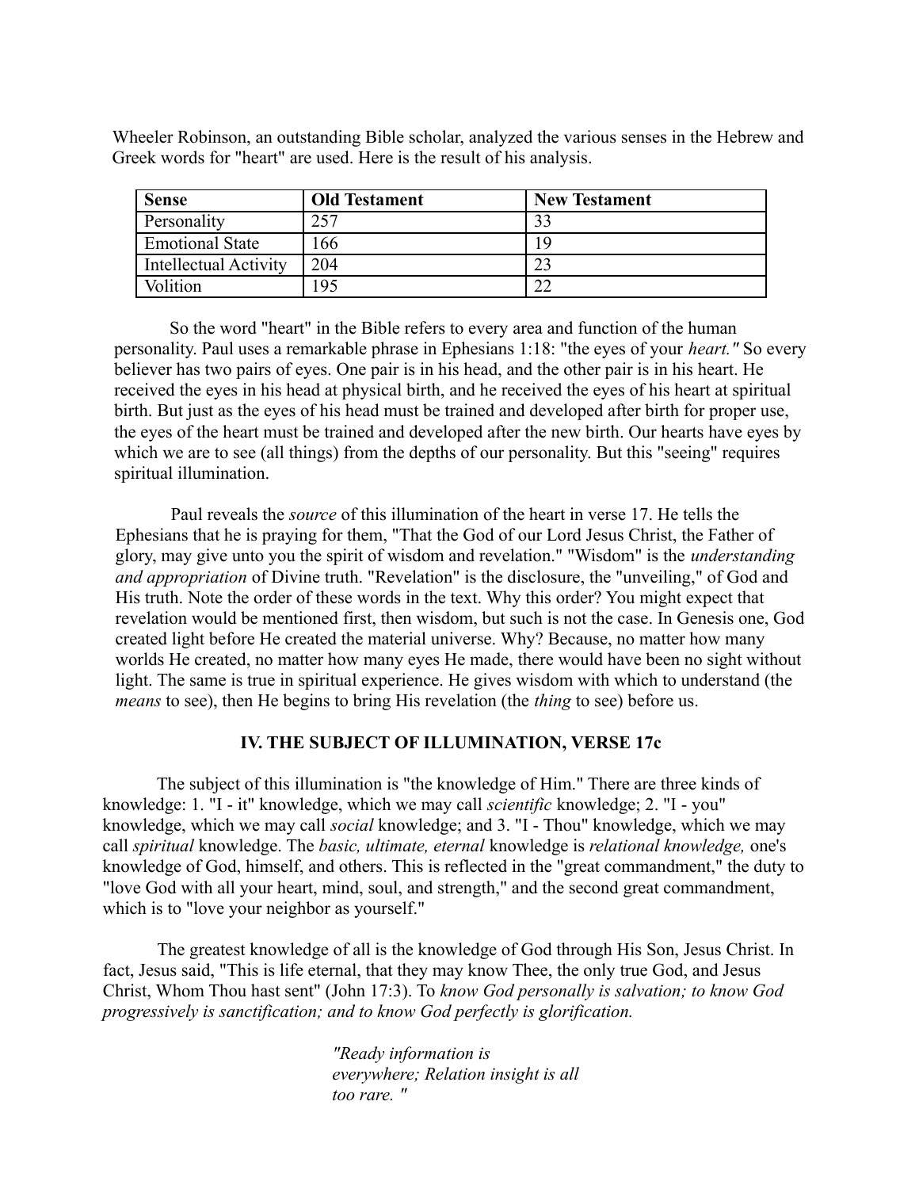Wheeler Robinson, an outstanding Bible scholar, analyzed the various senses in the Hebrew and Greek words for "heart" are used. Here is the result of his analysis.

| **Sense** | **Old Testament** | **New Testament** |
|---|---|---|
| Personality | 257 | 33 |
| Emotional State | 166 | 19 |
| Intellectual Activity | 204 | 23 |
| Volition | 195 | 22 |

So the word "heart" in the Bible refers to every area and function of the human personality. Paul uses a remarkable phrase in Ephesians 1:18: "the eyes of your *heart."* So every believer has two pairs of eyes. One pair is in his head, and the other pair is in his heart. He received the eyes in his head at physical birth, and he received the eyes of his heart at spiritual birth. But just as the eyes of his head must be trained and developed after birth for proper use, the eyes of the heart must be trained and developed after the new birth. Our hearts have eyes by which we are to see (all things) from the depths of our personality. But this "seeing" requires spiritual illumination.

Paul reveals the *source* of this illumination of the heart in verse 17. He tells the Ephesians that he is praying for them, "That the God of our Lord Jesus Christ, the Father of glory, may give unto you the spirit of wisdom and revelation." "Wisdom" is the *understanding and appropriation* of Divine truth. "Revelation" is the disclosure, the "unveiling," of God and His truth. Note the order of these words in the text. Why this order? You might expect that revelation would be mentioned first, then wisdom, but such is not the case. In Genesis one, God created light before He created the material universe. Why? Because, no matter how many worlds He created, no matter how many eyes He made, there would have been no sight without light. The same is true in spiritual experience. He gives wisdom with which to understand (the *means* to see), then He begins to bring His revelation (the *thing* to see) before us.

### IV. THE SUBJECT OF ILLUMINATION, VERSE 17c

The subject of this illumination is "the knowledge of Him." There are three kinds of knowledge: 1. "I - it" knowledge, which we may call *scientific* knowledge; 2. "I - you" knowledge, which we may call *social* knowledge; and 3. "I - Thou" knowledge, which we may call *spiritual* knowledge. The *basic, ultimate, eternal* knowledge is *relational knowledge,* one's knowledge of God, himself, and others. This is reflected in the "great commandment," the duty to "love God with all your heart, mind, soul, and strength," and the second great commandment, which is to "love your neighbor as yourself."

The greatest knowledge of all is the knowledge of God through His Son, Jesus Christ. In fact, Jesus said, "This is life eternal, that they may know Thee, the only true God, and Jesus Christ, Whom Thou hast sent" (John 17:3). To *know God personally is salvation; to know God progressively is sanctification; and to know God perfectly is glorification.*

*"Ready information is everywhere; Relation insight is all too rare. "*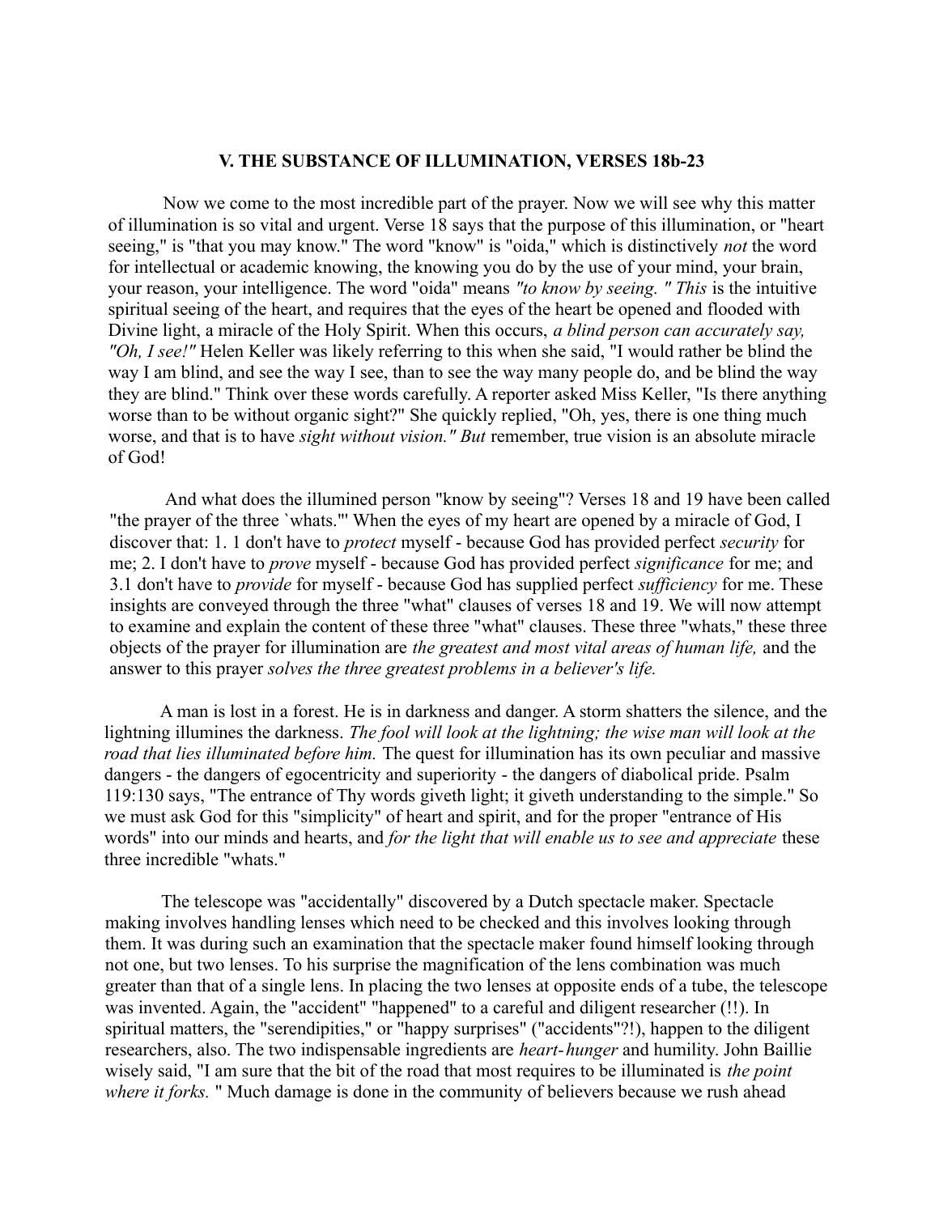### V. THE SUBSTANCE OF ILLUMINATION, VERSES 18b-23

Now we come to the most incredible part of the prayer. Now we will see why this matter of illumination is so vital and urgent. Verse 18 says that the purpose of this illumination, or "heart seeing," is "that you may know." The word "know" is "oida," which is distinctively *not* the word for intellectual or academic knowing, the knowing you do by the use of your mind, your brain, your reason, your intelligence. The word "oida" means *"to know by seeing. " This* is the intuitive spiritual seeing of the heart, and requires that the eyes of the heart be opened and flooded with Divine light, a miracle of the Holy Spirit. When this occurs, *a blind person can accurately say, "Oh, I see!"* Helen Keller was likely referring to this when she said, "I would rather be blind the way I am blind, and see the way I see, than to see the way many people do, and be blind the way they are blind." Think over these words carefully. A reporter asked Miss Keller, "Is there anything worse than to be without organic sight?" She quickly replied, "Oh, yes, there is one thing much worse, and that is to have *sight without vision." But* remember, true vision is an absolute miracle of God!

And what does the illumined person "know by seeing"? Verses 18 and 19 have been called "the prayer of the three `whats."' When the eyes of my heart are opened by a miracle of God, I discover that: 1. 1 don't have to *protect* myself - because God has provided perfect *security* for me; 2. I don't have to *prove* myself - because God has provided perfect *significance* for me; and 3.1 don't have to *provide* for myself - because God has supplied perfect *sufficiency* for me. These insights are conveyed through the three "what" clauses of verses 18 and 19. We will now attempt to examine and explain the content of these three "what" clauses. These three "whats," these three objects of the prayer for illumination are *the greatest and most vital areas of human life,* and the answer to this prayer *solves the three greatest problems in a believer's life.*

A man is lost in a forest. He is in darkness and danger. A storm shatters the silence, and the lightning illumines the darkness. *The fool will look at the lightning; the wise man will look at the road that lies illuminated before him.* The quest for illumination has its own peculiar and massive dangers - the dangers of egocentricity and superiority - the dangers of diabolical pride. Psalm 119:130 says, "The entrance of Thy words giveth light; it giveth understanding to the simple." So we must ask God for this "simplicity" of heart and spirit, and for the proper "entrance of His words" into our minds and hearts, and *for the light that will enable us to see and appreciate* these three incredible "whats."

The telescope was "accidentally" discovered by a Dutch spectacle maker. Spectacle making involves handling lenses which need to be checked and this involves looking through them. It was during such an examination that the spectacle maker found himself looking through not one, but two lenses. To his surprise the magnification of the lens combination was much greater than that of a single lens. In placing the two lenses at opposite ends of a tube, the telescope was invented. Again, the "accident" "happened" to a careful and diligent researcher (!!). In spiritual matters, the "serendipities," or "happy surprises" ("accidents"?!), happen to the diligent researchers, also. The two indispensable ingredients are *heart-hunger* and humility. John Baillie wisely said, "I am sure that the bit of the road that most requires to be illuminated is *the point where it forks.* " Much damage is done in the community of believers because we rush ahead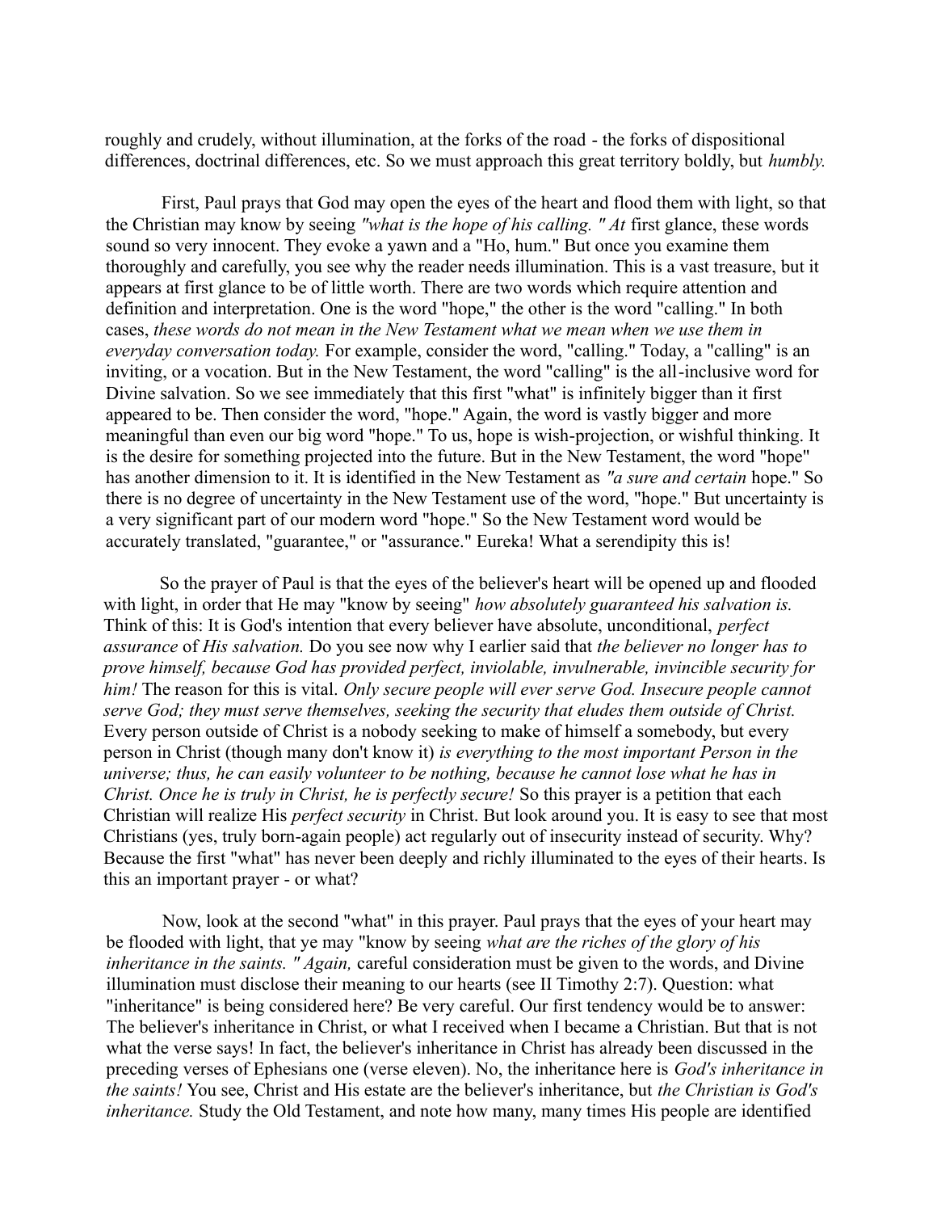roughly and crudely, without illumination, at the forks of the road - the forks of dispositional differences, doctrinal differences, etc. So we must approach this great territory boldly, but *humbly.*

First, Paul prays that God may open the eyes of the heart and flood them with light, so that the Christian may know by seeing *"what is the hope of his calling. " At* first glance, these words sound so very innocent. They evoke a yawn and a "Ho, hum." But once you examine them thoroughly and carefully, you see why the reader needs illumination. This is a vast treasure, but it appears at first glance to be of little worth. There are two words which require attention and definition and interpretation. One is the word "hope," the other is the word "calling." In both cases, *these words do not mean in the New Testament what we mean when we use them in everyday conversation today.* For example, consider the word, "calling." Today, a "calling" is an inviting, or a vocation. But in the New Testament, the word "calling" is the all-inclusive word for Divine salvation. So we see immediately that this first "what" is infinitely bigger than it first appeared to be. Then consider the word, "hope." Again, the word is vastly bigger and more meaningful than even our big word "hope." To us, hope is wish-projection, or wishful thinking. It is the desire for something projected into the future. But in the New Testament, the word "hope" has another dimension to it. It is identified in the New Testament as *"a sure and certain* hope." So there is no degree of uncertainty in the New Testament use of the word, "hope." But uncertainty is a very significant part of our modern word "hope." So the New Testament word would be accurately translated, "guarantee," or "assurance." Eureka! What a serendipity this is!

So the prayer of Paul is that the eyes of the believer's heart will be opened up and flooded with light, in order that He may "know by seeing" *how absolutely guaranteed his salvation is.* Think of this: It is God's intention that every believer have absolute, unconditional, *perfect assurance* of *His salvation.* Do you see now why I earlier said that *the believer no longer has to prove himself, because God has provided perfect, inviolable, invulnerable, invincible security for him!* The reason for this is vital. *Only secure people will ever serve God. Insecure people cannot serve God; they must serve themselves, seeking the security that eludes them outside of Christ.* Every person outside of Christ is a nobody seeking to make of himself a somebody, but every person in Christ (though many don't know it) *is everything to the most important Person in the universe; thus, he can easily volunteer to be nothing, because he cannot lose what he has in Christ. Once he is truly in Christ, he is perfectly secure!* So this prayer is a petition that each Christian will realize His *perfect security* in Christ. But look around you. It is easy to see that most Christians (yes, truly born-again people) act regularly out of insecurity instead of security. Why? Because the first "what" has never been deeply and richly illuminated to the eyes of their hearts. Is this an important prayer - or what?

Now, look at the second "what" in this prayer. Paul prays that the eyes of your heart may be flooded with light, that ye may "know by seeing *what are the riches of the glory of his inheritance in the saints. " Again,* careful consideration must be given to the words, and Divine illumination must disclose their meaning to our hearts (see II Timothy 2:7). Question: what "inheritance" is being considered here? Be very careful. Our first tendency would be to answer: The believer's inheritance in Christ, or what I received when I became a Christian. But that is not what the verse says! In fact, the believer's inheritance in Christ has already been discussed in the preceding verses of Ephesians one (verse eleven). No, the inheritance here is *God's inheritance in the saints!* You see, Christ and His estate are the believer's inheritance, but *the Christian is God's inheritance.* Study the Old Testament, and note how many, many times His people are identified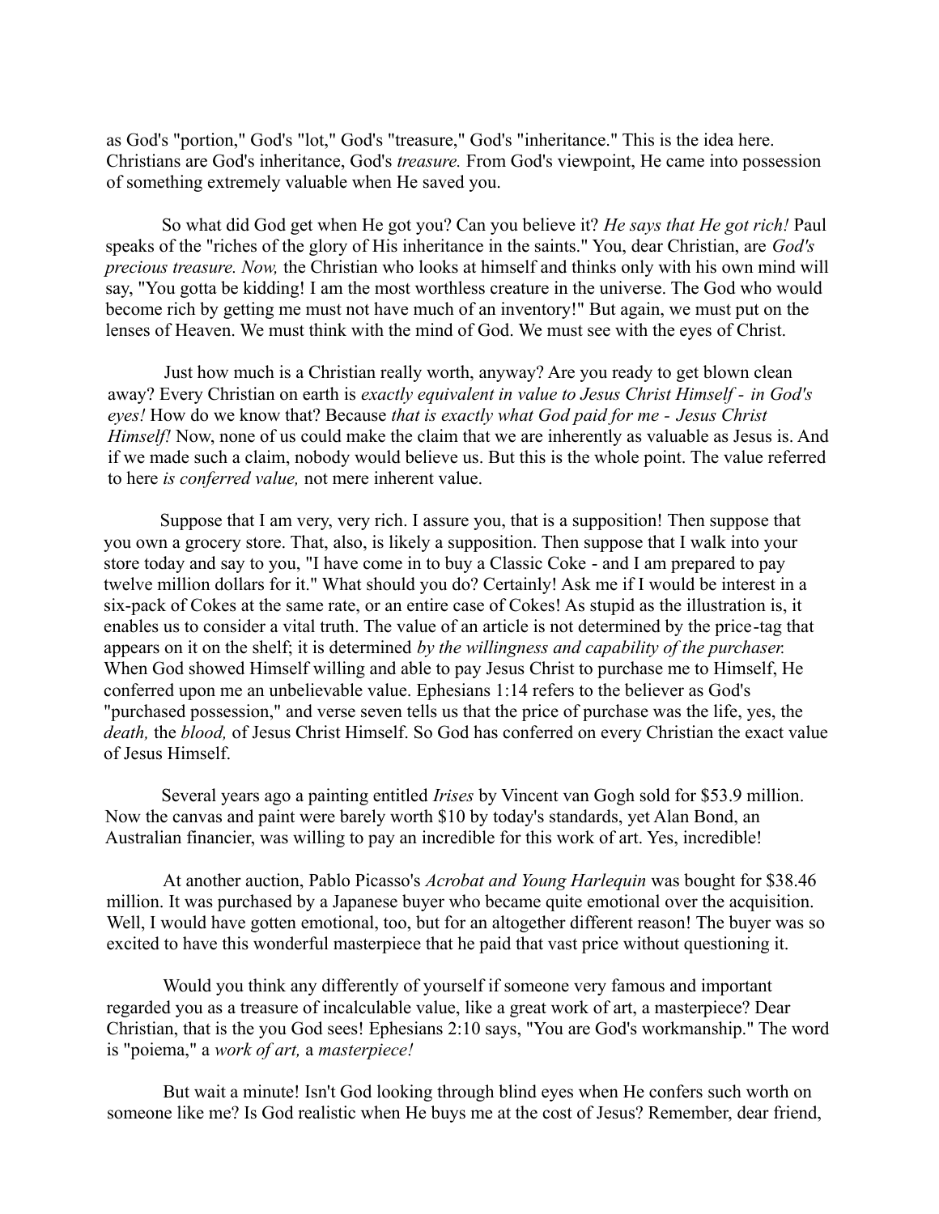as God's "portion," God's "lot," God's "treasure," God's "inheritance." This is the idea here. Christians are God's inheritance, God's *treasure.* From God's viewpoint, He came into possession of something extremely valuable when He saved you.

So what did God get when He got you? Can you believe it? *He says that He got rich!* Paul speaks of the "riches of the glory of His inheritance in the saints." You, dear Christian, are *God's precious treasure. Now,* the Christian who looks at himself and thinks only with his own mind will say, "You gotta be kidding! I am the most worthless creature in the universe. The God who would become rich by getting me must not have much of an inventory!" But again, we must put on the lenses of Heaven. We must think with the mind of God. We must see with the eyes of Christ.

Just how much is a Christian really worth, anyway? Are you ready to get blown clean away? Every Christian on earth is *exactly equivalent in value to Jesus Christ Himself - in God's eyes!* How do we know that? Because *that is exactly what God paid for me - Jesus Christ Himself!* Now, none of us could make the claim that we are inherently as valuable as Jesus is. And if we made such a claim, nobody would believe us. But this is the whole point. The value referred to here *is conferred value,* not mere inherent value.

Suppose that I am very, very rich. I assure you, that is a supposition! Then suppose that you own a grocery store. That, also, is likely a supposition. Then suppose that I walk into your store today and say to you, "I have come in to buy a Classic Coke - and I am prepared to pay twelve million dollars for it." What should you do? Certainly! Ask me if I would be interest in a six-pack of Cokes at the same rate, or an entire case of Cokes! As stupid as the illustration is, it enables us to consider a vital truth. The value of an article is not determined by the price-tag that appears on it on the shelf; it is determined *by the willingness and capability of the purchaser.* When God showed Himself willing and able to pay Jesus Christ to purchase me to Himself, He conferred upon me an unbelievable value. Ephesians 1:14 refers to the believer as God's "purchased possession," and verse seven tells us that the price of purchase was the life, yes, the *death,* the *blood,* of Jesus Christ Himself. So God has conferred on every Christian the exact value of Jesus Himself.

Several years ago a painting entitled *Irises* by Vincent van Gogh sold for $53.9 million. Now the canvas and paint were barely worth $10 by today's standards, yet Alan Bond, an Australian financier, was willing to pay an incredible for this work of art. Yes, incredible!

At another auction, Pablo Picasso's *Acrobat and Young Harlequin* was bought for $38.46 million. It was purchased by a Japanese buyer who became quite emotional over the acquisition. Well, I would have gotten emotional, too, but for an altogether different reason! The buyer was so excited to have this wonderful masterpiece that he paid that vast price without questioning it.

Would you think any differently of yourself if someone very famous and important regarded you as a treasure of incalculable value, like a great work of art, a masterpiece? Dear Christian, that is the you God sees! Ephesians 2:10 says, "You are God's workmanship." The word is "poiema," a *work of art,* a *masterpiece!*

But wait a minute! Isn't God looking through blind eyes when He confers such worth on someone like me? Is God realistic when He buys me at the cost of Jesus? Remember, dear friend,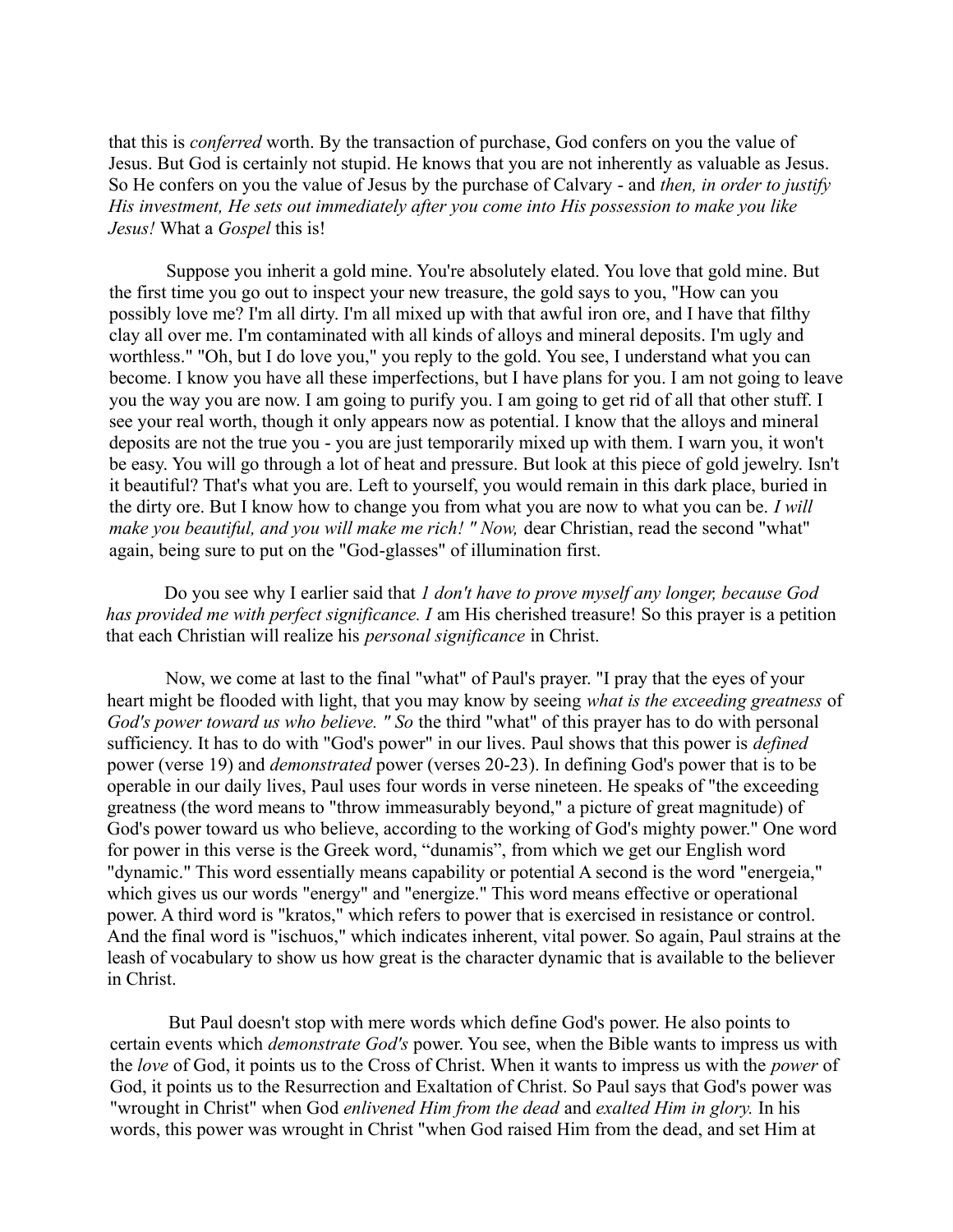that this is *conferred* worth. By the transaction of purchase, God confers on you the value of Jesus. But God is certainly not stupid. He knows that you are not inherently as valuable as Jesus. So He confers on you the value of Jesus by the purchase of Calvary - and *then, in order to justify His investment, He sets out immediately after you come into His possession to make you like Jesus!* What a *Gospel* this is!

Suppose you inherit a gold mine. You're absolutely elated. You love that gold mine. But the first time you go out to inspect your new treasure, the gold says to you, "How can you possibly love me? I'm all dirty. I'm all mixed up with that awful iron ore, and I have that filthy clay all over me. I'm contaminated with all kinds of alloys and mineral deposits. I'm ugly and worthless." "Oh, but I do love you," you reply to the gold. You see, I understand what you can become. I know you have all these imperfections, but I have plans for you. I am not going to leave you the way you are now. I am going to purify you. I am going to get rid of all that other stuff. I see your real worth, though it only appears now as potential. I know that the alloys and mineral deposits are not the true you - you are just temporarily mixed up with them. I warn you, it won't be easy. You will go through a lot of heat and pressure. But look at this piece of gold jewelry. Isn't it beautiful? That's what you are. Left to yourself, you would remain in this dark place, buried in the dirty ore. But I know how to change you from what you are now to what you can be. *I will make you beautiful, and you will make me rich! " Now,* dear Christian, read the second "what" again, being sure to put on the "God-glasses" of illumination first.

Do you see why I earlier said that *1 don't have to prove myself any longer, because God has provided me with perfect significance. I* am His cherished treasure! So this prayer is a petition that each Christian will realize his *personal significance* in Christ.

Now, we come at last to the final "what" of Paul's prayer. "I pray that the eyes of your heart might be flooded with light, that you may know by seeing *what is the exceeding greatness* of *God's power toward us who believe. " So* the third "what" of this prayer has to do with personal sufficiency. It has to do with "God's power" in our lives. Paul shows that this power is *defined* power (verse 19) and *demonstrated* power (verses 20-23). In defining God's power that is to be operable in our daily lives, Paul uses four words in verse nineteen. He speaks of "the exceeding greatness (the word means to "throw immeasurably beyond," a picture of great magnitude) of God's power toward us who believe, according to the working of God's mighty power." One word for power in this verse is the Greek word, "dunamis", from which we get our English word "dynamic." This word essentially means capability or potential A second is the word "energeia," which gives us our words "energy" and "energize." This word means effective or operational power. A third word is "kratos," which refers to power that is exercised in resistance or control. And the final word is "ischuos," which indicates inherent, vital power. So again, Paul strains at the leash of vocabulary to show us how great is the character dynamic that is available to the believer in Christ.

But Paul doesn't stop with mere words which define God's power. He also points to certain events which *demonstrate God's* power. You see, when the Bible wants to impress us with the *love* of God, it points us to the Cross of Christ. When it wants to impress us with the *power* of God, it points us to the Resurrection and Exaltation of Christ. So Paul says that God's power was "wrought in Christ" when God *enlivened Him from the dead* and *exalted Him in glory.* In his words, this power was wrought in Christ "when God raised Him from the dead, and set Him at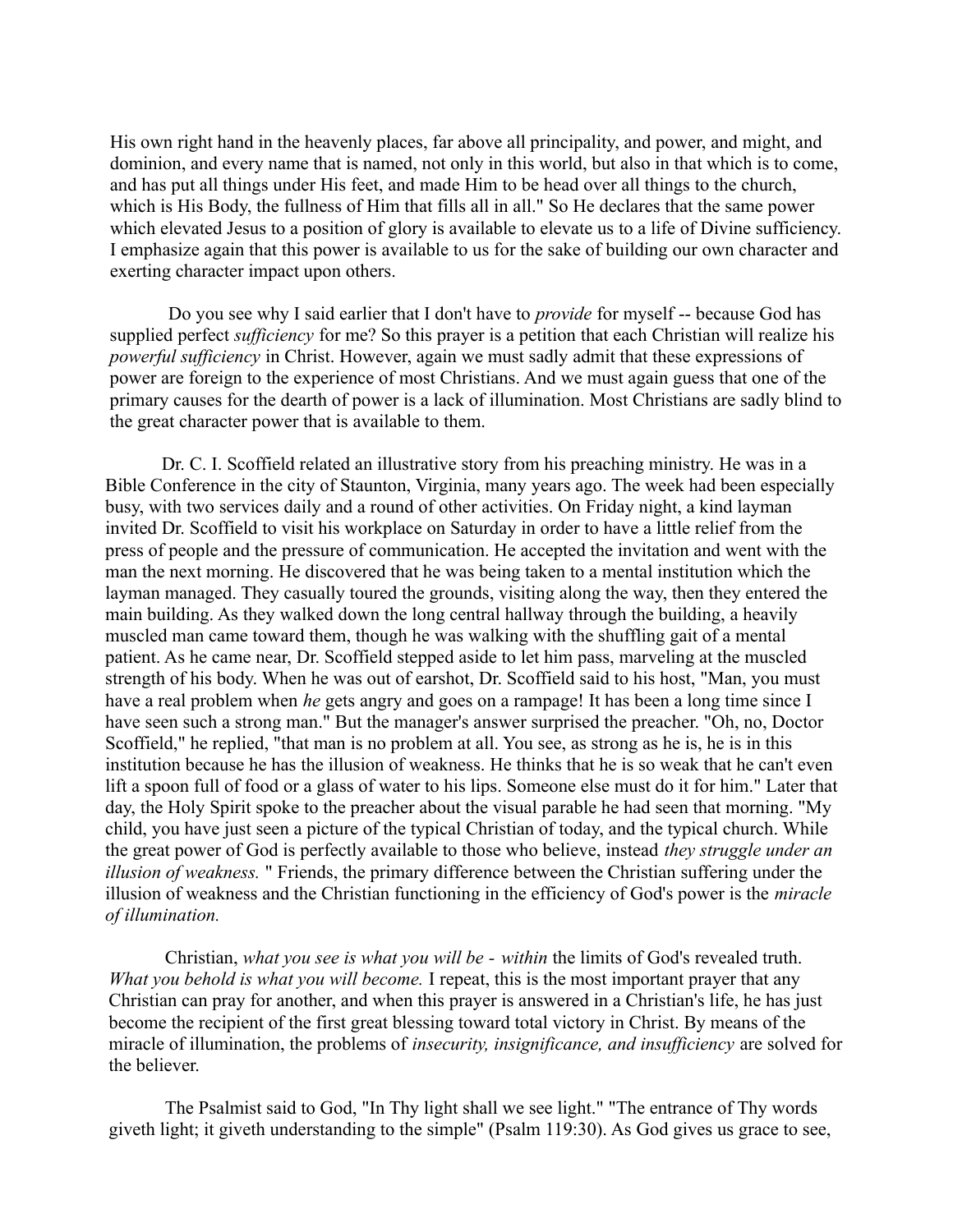His own right hand in the heavenly places, far above all principality, and power, and might, and dominion, and every name that is named, not only in this world, but also in that which is to come, and has put all things under His feet, and made Him to be head over all things to the church, which is His Body, the fullness of Him that fills all in all." So He declares that the same power which elevated Jesus to a position of glory is available to elevate us to a life of Divine sufficiency. I emphasize again that this power is available to us for the sake of building our own character and exerting character impact upon others.

Do you see why I said earlier that I don't have to *provide* for myself -- because God has supplied perfect *sufficiency* for me? So this prayer is a petition that each Christian will realize his *powerful sufficiency* in Christ. However, again we must sadly admit that these expressions of power are foreign to the experience of most Christians. And we must again guess that one of the primary causes for the dearth of power is a lack of illumination. Most Christians are sadly blind to the great character power that is available to them.

Dr. C. I. Scoffield related an illustrative story from his preaching ministry. He was in a Bible Conference in the city of Staunton, Virginia, many years ago. The week had been especially busy, with two services daily and a round of other activities. On Friday night, a kind layman invited Dr. Scoffield to visit his workplace on Saturday in order to have a little relief from the press of people and the pressure of communication. He accepted the invitation and went with the man the next morning. He discovered that he was being taken to a mental institution which the layman managed. They casually toured the grounds, visiting along the way, then they entered the main building. As they walked down the long central hallway through the building, a heavily muscled man came toward them, though he was walking with the shuffling gait of a mental patient. As he came near, Dr. Scoffield stepped aside to let him pass, marveling at the muscled strength of his body. When he was out of earshot, Dr. Scoffield said to his host, "Man, you must have a real problem when *he* gets angry and goes on a rampage! It has been a long time since I have seen such a strong man." But the manager's answer surprised the preacher. "Oh, no, Doctor Scoffield," he replied, "that man is no problem at all. You see, as strong as he is, he is in this institution because he has the illusion of weakness. He thinks that he is so weak that he can't even lift a spoon full of food or a glass of water to his lips. Someone else must do it for him." Later that day, the Holy Spirit spoke to the preacher about the visual parable he had seen that morning. "My child, you have just seen a picture of the typical Christian of today, and the typical church. While the great power of God is perfectly available to those who believe, instead *they struggle under an illusion of weakness.* " Friends, the primary difference between the Christian suffering under the illusion of weakness and the Christian functioning in the efficiency of God's power is the *miracle of illumination.*

Christian, *what you see is what you will be - within* the limits of God's revealed truth. *What you behold is what you will become.* I repeat, this is the most important prayer that any Christian can pray for another, and when this prayer is answered in a Christian's life, he has just become the recipient of the first great blessing toward total victory in Christ. By means of the miracle of illumination, the problems of *insecurity, insignificance, and insufficiency* are solved for the believer.

The Psalmist said to God, "In Thy light shall we see light." "The entrance of Thy words giveth light; it giveth understanding to the simple" (Psalm 119:30). As God gives us grace to see,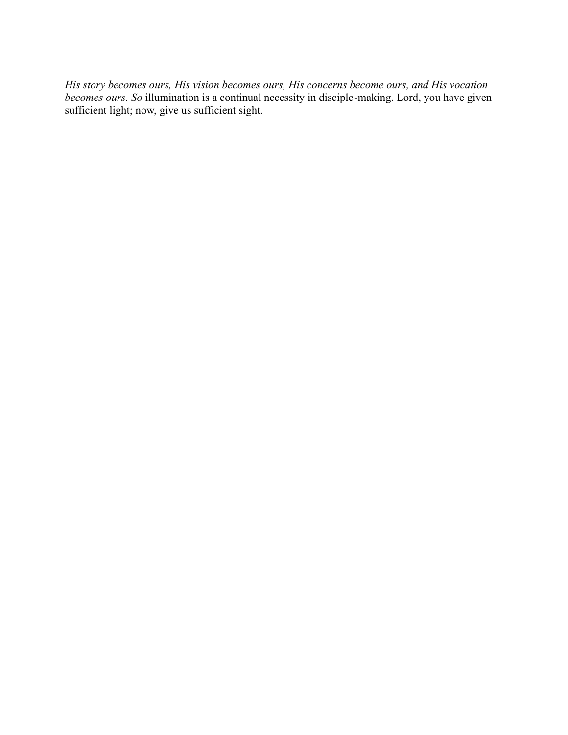*His story becomes ours, His vision becomes ours, His concerns become ours, and His vocation becomes ours. So* illumination is a continual necessity in disciple-making. Lord, you have given sufficient light; now, give us sufficient sight.